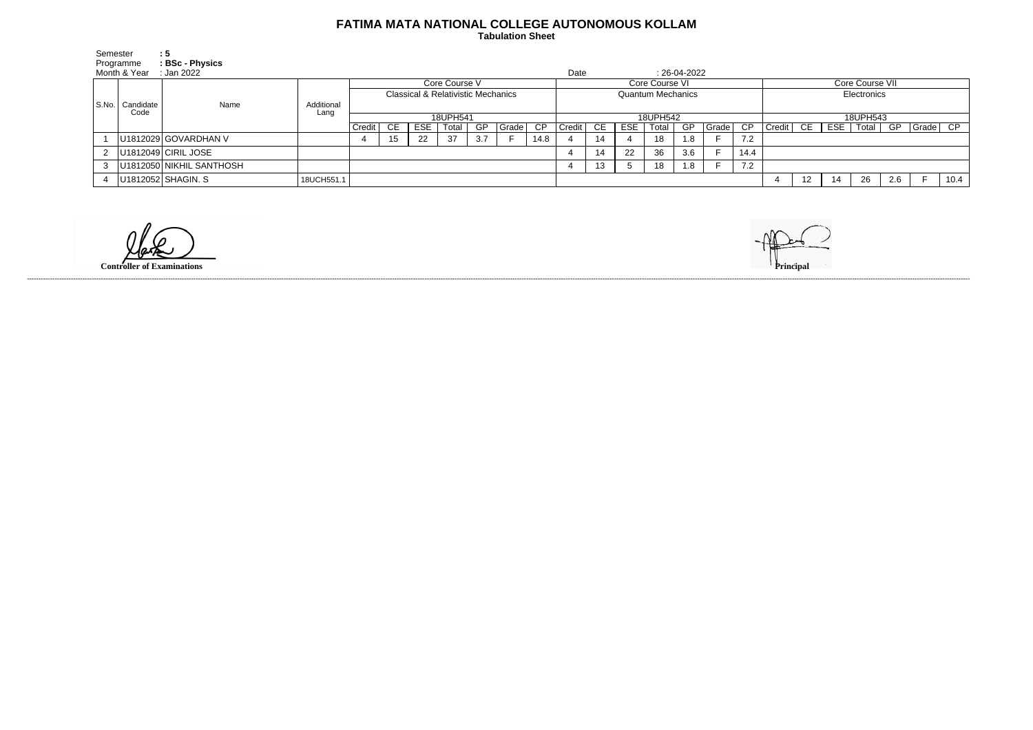# FATIMA MATA NATIONAL COLLEGE AUTONOMOUS KOLLAM

**Tabulation Sheet**

Semester : **5**
Programme : **BSc - Physics**
Month & Year : Jan 2022
Date : 26-04-2022

| S.No. | Candidate Code | Name | Additional Lang | Core Course V | | | | | | | Core Course VI | | | | | | | Core Course VII | | | | | | |
|---|---|---|---|---|---|---|---|---|---|---|---|---|---|---|---|---|---|---|---|---|---|---|---|---|
| | | | | Classical & Relativistic Mechanics | | | | | | | Quantum Mechanics | | | | | | | Electronics | | | | | | |
| | | | | 18UPH541 | | | | | | | 18UPH542 | | | | | | | 18UPH543 | | | | | | |
| | | | | Credit | CE | ESE | Total | GP | Grade | CP | Credit | CE | ESE | Total | GP | Grade | CP | Credit | CE | ESE | Total | GP | Grade | CP |
| 1 | U1812029 | GOVARDHAN V | | 4 | 15 | 22 | 37 | 3.7 | F | 14.8 | 4 | 14 | 4 | 18 | 1.8 | F | 7.2 | | | | | | | |
| 2 | U1812049 | CIRIL JOSE | | | | | | | | | 4 | 14 | 22 | 36 | 3.6 | F | 14.4 | | | | | | | |
| 3 | U1812050 | NIKHIL SANTHOSH | | | | | | | | | 4 | 13 | 5 | 18 | 1.8 | F | 7.2 | | | | | | | |
| 4 | U1812052 | SHAGIN. S | 18UCH551.1 | | | | | | | | | | | | | | | 4 | 12 | 14 | 26 | 2.6 | F | 10.4 |

**Controller of Examinations**

**Principal**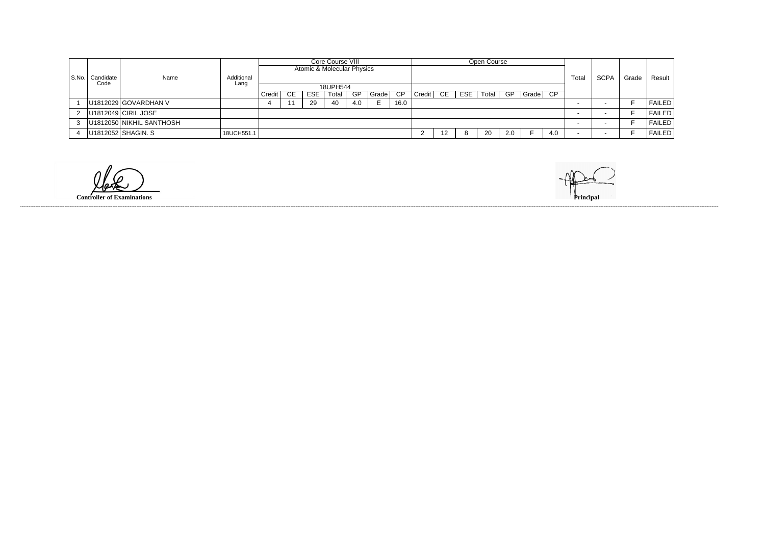| S.No. | Candidate Code | Name | Additional Lang | Core Course VIII Atomic & Molecular Physics 18UPH544 | | | | | | | Open Course | | | | | | | Total | SCPA | Grade | Result |
|---|---|---|---|---|---|---|---|---|---|---|---|---|---|---|---|---|---|---|---|---|---|
| | | | | Credit | CE | ESE | Total | GP | Grade | CP | Credit | CE | ESE | Total | GP | Grade | CP | | | | |
| 1 | U1812029 | GOVARDHAN V | | 4 | 11 | 29 | 40 | 4.0 | E | 16.0 | | | | | | | | - | - | F | FAILED |
| 2 | U1812049 | CIRIL JOSE | | | | | | | | | | | | | | | | - | - | F | FAILED |
| 3 | U1812050 | NIKHIL SANTHOSH | | | | | | | | | | | | | | | | - | - | F | FAILED |
| 4 | U1812052 | SHAGIN. S | 18UCH551.1 | | | | | | | | 2 | 12 | 8 | 20 | 2.0 | F | 4.0 | - | - | F | FAILED |

**Controller of Examinations**

**Principal**